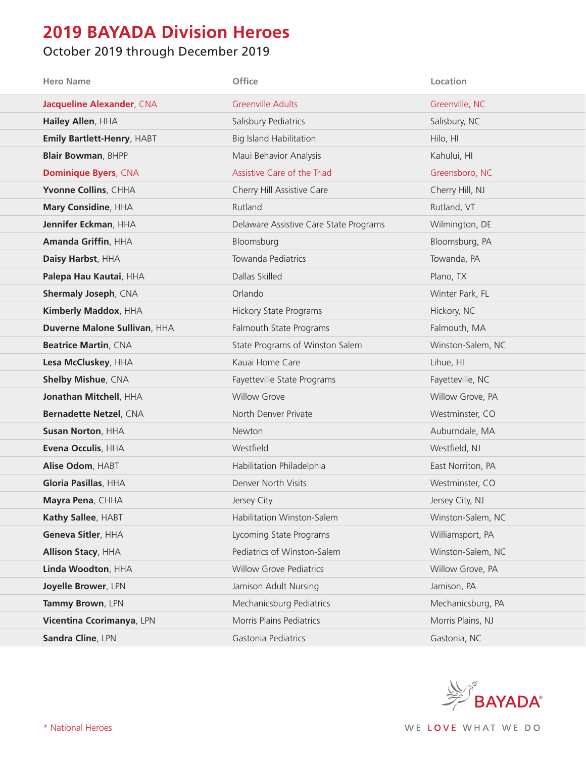# 2019 BAYADA Division Heroes

## October 2019 through December 2019

| Hero Name | Office | Location |
|---|---|---|
| **Jacqueline Alexander**, CNA | Greenville Adults | Greenville, NC |
| **Hailey Allen**, HHA | Salisbury Pediatrics | Salisbury, NC |
| **Emily Bartlett-Henry**, HABT | Big Island Habilitation | Hilo, HI |
| **Blair Bowman**, BHPP | Maui Behavior Analysis | Kahului, HI |
| **Dominique Byers**, CNA | Assistive Care of the Triad | Greensboro, NC |
| **Yvonne Collins**, CHHA | Cherry Hill Assistive Care | Cherry Hill, NJ |
| **Mary Considine**, HHA | Rutland | Rutland, VT |
| **Jennifer Eckman**, HHA | Delaware Assistive Care State Programs | Wilmington, DE |
| **Amanda Griffin**, HHA | Bloomsburg | Bloomsburg, PA |
| **Daisy Harbst**, HHA | Towanda Pediatrics | Towanda, PA |
| **Palepa Hau Kautai**, HHA | Dallas Skilled | Plano, TX |
| **Shermaly Joseph**, CNA | Orlando | Winter Park, FL |
| **Kimberly Maddox**, HHA | Hickory State Programs | Hickory, NC |
| **Duverne Malone Sullivan**, HHA | Falmouth State Programs | Falmouth, MA |
| **Beatrice Martin**, CNA | State Programs of Winston Salem | Winston-Salem, NC |
| **Lesa McCluskey**, HHA | Kauai Home Care | Lihue, HI |
| **Shelby Mishue**, CNA | Fayetteville State Programs | Fayetteville, NC |
| **Jonathan Mitchell**, HHA | Willow Grove | Willow Grove, PA |
| **Bernadette Netzel**, CNA | North Denver Private | Westminster, CO |
| **Susan Norton**, HHA | Newton | Auburndale, MA |
| **Evena Occulis**, HHA | Westfield | Westfield, NJ |
| **Alise Odom**, HABT | Habilitation Philadelphia | East Norriton, PA |
| **Gloria Pasillas**, HHA | Denver North Visits | Westminster, CO |
| **Mayra Pena**, CHHA | Jersey City | Jersey City, NJ |
| **Kathy Sallee**, HABT | Habilitation Winston-Salem | Winston-Salem, NC |
| **Geneva Sitler**, HHA | Lycoming State Programs | Williamsport, PA |
| **Allison Stacy**, HHA | Pediatrics of Winston-Salem | Winston-Salem, NC |
| **Linda Woodton**, HHA | Willow Grove Pediatrics | Willow Grove, PA |
| **Joyelle Brower**, LPN | Jamison Adult Nursing | Jamison, PA |
| **Tammy Brown**, LPN | Mechanicsburg Pediatrics | Mechanicsburg, PA |
| **Vicentina Ccorimanya**, LPN | Morris Plains Pediatrics | Morris Plains, NJ |
| **Sandra Cline**, LPN | Gastonia Pediatrics | Gastonia, NC |

* National Heroes

BAYADA®

WE LOVE WHAT WE DO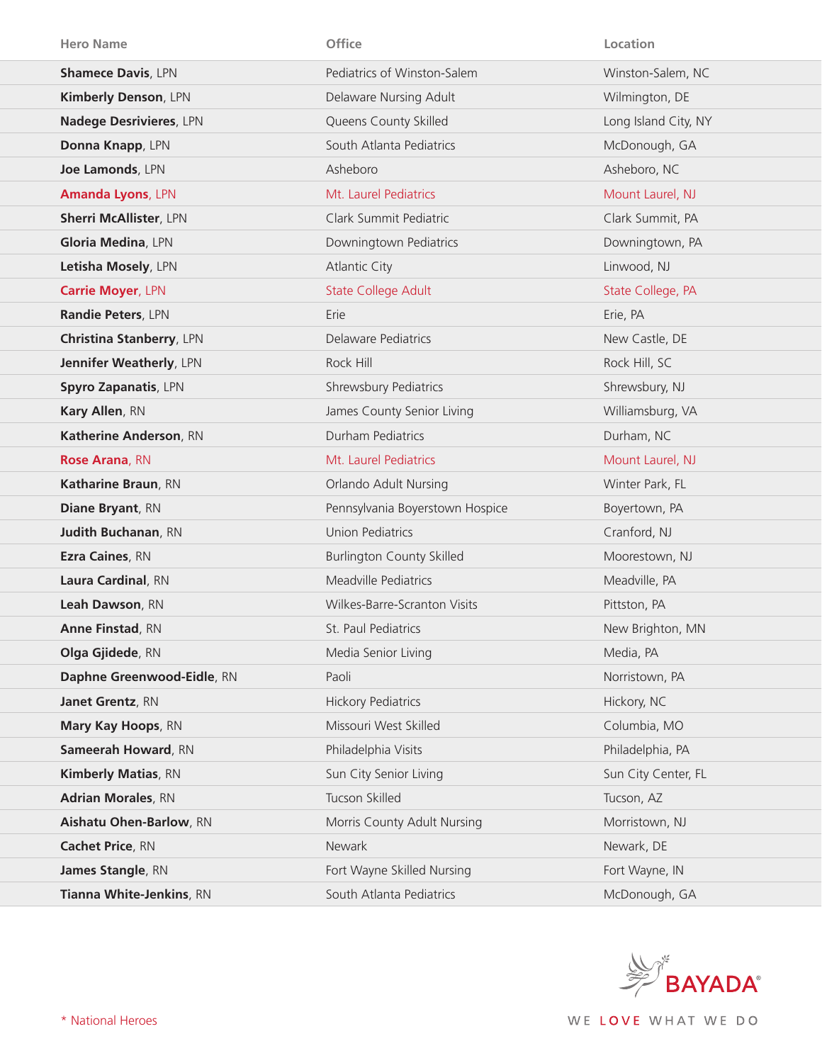| Hero Name | Office | Location |
|---|---|---|
| **Shamece Davis**, LPN | Pediatrics of Winston-Salem | Winston-Salem, NC |
| **Kimberly Denson**, LPN | Delaware Nursing Adult | Wilmington, DE |
| **Nadege Desrivieres**, LPN | Queens County Skilled | Long Island City, NY |
| **Donna Knapp**, LPN | South Atlanta Pediatrics | McDonough, GA |
| **Joe Lamonds**, LPN | Asheboro | Asheboro, NC |
| **Amanda Lyons**, LPN | Mt. Laurel Pediatrics | Mount Laurel, NJ |
| **Sherri McAllister**, LPN | Clark Summit Pediatric | Clark Summit, PA |
| **Gloria Medina**, LPN | Downingtown Pediatrics | Downingtown, PA |
| **Letisha Mosely**, LPN | Atlantic City | Linwood, NJ |
| **Carrie Moyer**, LPN | State College Adult | State College, PA |
| **Randie Peters**, LPN | Erie | Erie, PA |
| **Christina Stanberry**, LPN | Delaware Pediatrics | New Castle, DE |
| **Jennifer Weatherly**, LPN | Rock Hill | Rock Hill, SC |
| **Spyro Zapanatis**, LPN | Shrewsbury Pediatrics | Shrewsbury, NJ |
| **Kary Allen**, RN | James County Senior Living | Williamsburg, VA |
| **Katherine Anderson**, RN | Durham Pediatrics | Durham, NC |
| **Rose Arana**, RN | Mt. Laurel Pediatrics | Mount Laurel, NJ |
| **Katharine Braun**, RN | Orlando Adult Nursing | Winter Park, FL |
| **Diane Bryant**, RN | Pennsylvania Boyerstown Hospice | Boyertown, PA |
| **Judith Buchanan**, RN | Union Pediatrics | Cranford, NJ |
| **Ezra Caines**, RN | Burlington County Skilled | Moorestown, NJ |
| **Laura Cardinal**, RN | Meadville Pediatrics | Meadville, PA |
| **Leah Dawson**, RN | Wilkes-Barre-Scranton Visits | Pittston, PA |
| **Anne Finstad**, RN | St. Paul Pediatrics | New Brighton, MN |
| **Olga Gjidede**, RN | Media Senior Living | Media, PA |
| **Daphne Greenwood-Eidle**, RN | Paoli | Norristown, PA |
| **Janet Grentz**, RN | Hickory Pediatrics | Hickory, NC |
| **Mary Kay Hoops**, RN | Missouri West Skilled | Columbia, MO |
| **Sameerah Howard**, RN | Philadelphia Visits | Philadelphia, PA |
| **Kimberly Matias**, RN | Sun City Senior Living | Sun City Center, FL |
| **Adrian Morales**, RN | Tucson Skilled | Tucson, AZ |
| **Aishatu Ohen-Barlow**, RN | Morris County Adult Nursing | Morristown, NJ |
| **Cachet Price**, RN | Newark | Newark, DE |
| **James Stangle**, RN | Fort Wayne Skilled Nursing | Fort Wayne, IN |
| **Tianna White-Jenkins**, RN | South Atlanta Pediatrics | McDonough, GA |

* National Heroes

BAYADA®

WE LOVE WHAT WE DO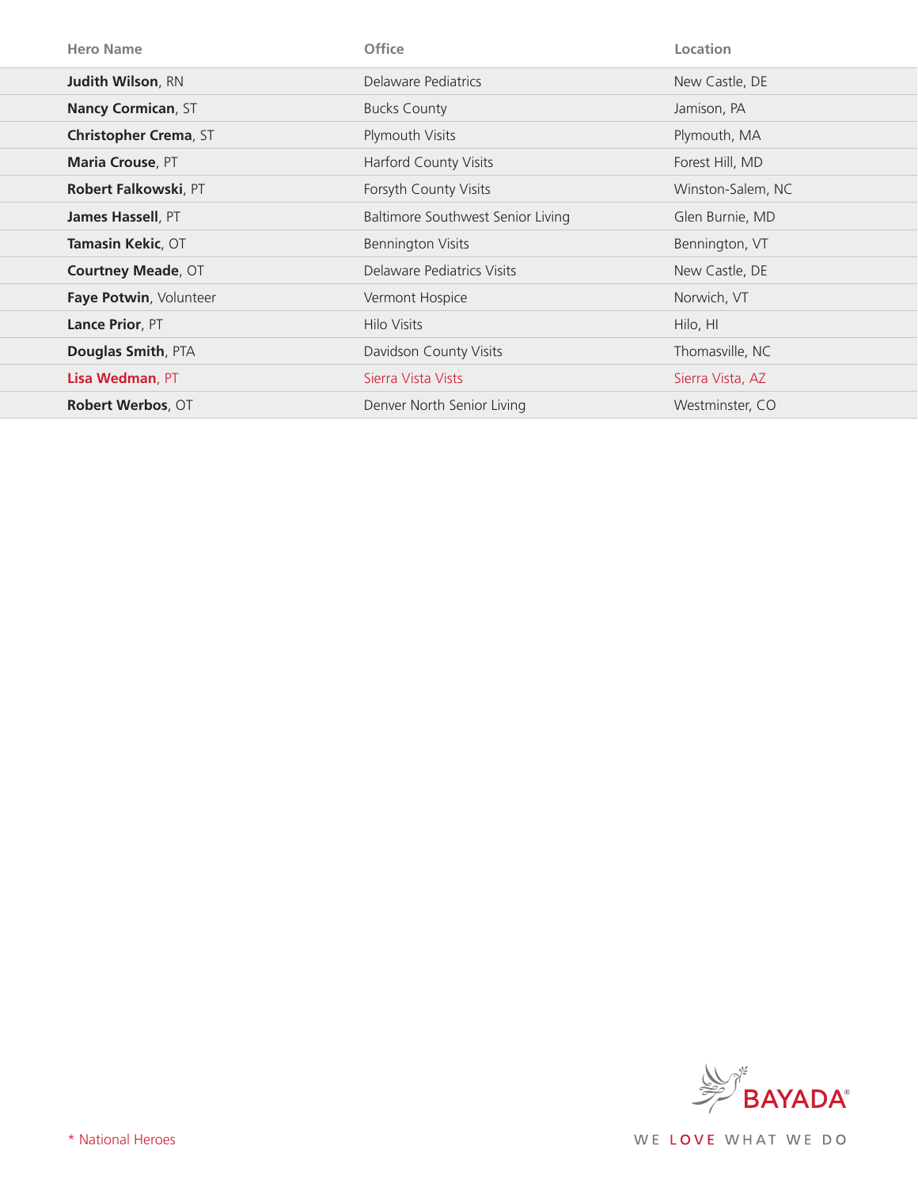| Hero Name | Office | Location |
|---|---|---|
| **Judith Wilson**, RN | Delaware Pediatrics | New Castle, DE |
| **Nancy Cormican**, ST | Bucks County | Jamison, PA |
| **Christopher Crema**, ST | Plymouth Visits | Plymouth, MA |
| **Maria Crouse**, PT | Harford County Visits | Forest Hill, MD |
| **Robert Falkowski**, PT | Forsyth County Visits | Winston-Salem, NC |
| **James Hassell**, PT | Baltimore Southwest Senior Living | Glen Burnie, MD |
| **Tamasin Kekic**, OT | Bennington Visits | Bennington, VT |
| **Courtney Meade**, OT | Delaware Pediatrics Visits | New Castle, DE |
| **Faye Potwin**, Volunteer | Vermont Hospice | Norwich, VT |
| **Lance Prior**, PT | Hilo Visits | Hilo, HI |
| **Douglas Smith**, PTA | Davidson County Visits | Thomasville, NC |
| **Lisa Wedman**, PT | Sierra Vista Vists | Sierra Vista, AZ |
| **Robert Werbos**, OT | Denver North Senior Living | Westminster, CO |

\* National Heroes

BAYADA®

WE LOVE WHAT WE DO